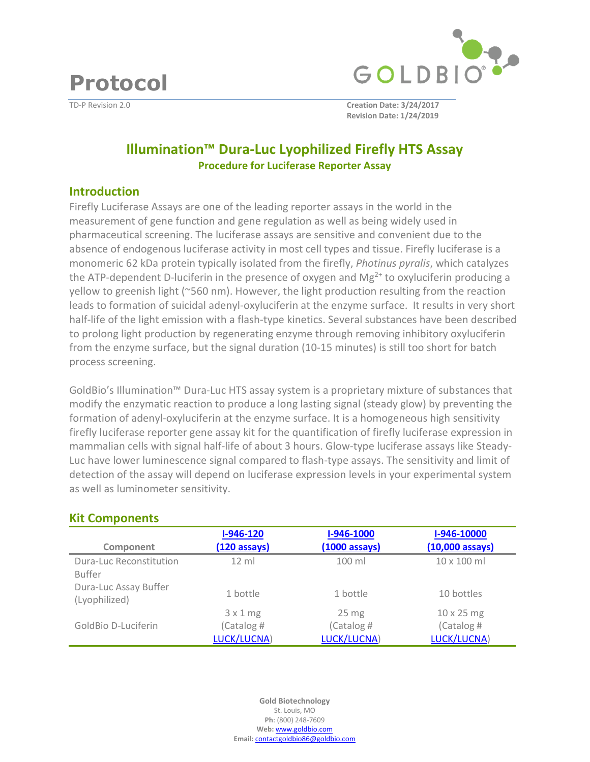# Protocol

TD-P Revision 2.0

**Creation Date: 3/24/2017**
**Revision Date: 1/24/2019**

## Illumination™ Dura-Luc Lyophilized Firefly HTS Assay

### Procedure for Luciferase Reporter Assay

## Introduction

Firefly Luciferase Assays are one of the leading reporter assays in the world in the measurement of gene function and gene regulation as well as being widely used in pharmaceutical screening. The luciferase assays are sensitive and convenient due to the absence of endogenous luciferase activity in most cell types and tissue. Firefly luciferase is a monomeric 62 kDa protein typically isolated from the firefly, *Photinus pyralis*, which catalyzes the ATP-dependent D-luciferin in the presence of oxygen and $Mg^{2+}$ to oxyluciferin producing a yellow to greenish light (~560 nm). However, the light production resulting from the reaction leads to formation of suicidal adenyl-oxyluciferin at the enzyme surface. It results in very short half-life of the light emission with a flash-type kinetics. Several substances have been described to prolong light production by regenerating enzyme through removing inhibitory oxyluciferin from the enzyme surface, but the signal duration (10-15 minutes) is still too short for batch process screening.

GoldBio's Illumination™ Dura-Luc HTS assay system is a proprietary mixture of substances that modify the enzymatic reaction to produce a long lasting signal (steady glow) by preventing the formation of adenyl-oxyluciferin at the enzyme surface. It is a homogeneous high sensitivity firefly luciferase reporter gene assay kit for the quantification of firefly luciferase expression in mammalian cells with signal half-life of about 3 hours. Glow-type luciferase assays like Steady-Luc have lower luminescence signal compared to flash-type assays. The sensitivity and limit of detection of the assay will depend on luciferase expression levels in your experimental system as well as luminometer sensitivity.

## Kit Components

| Component | I-946-120 (120 assays) | I-946-1000 (1000 assays) | I-946-10000 (10,000 assays) |
|---|---|---|---|
| Dura-Luc Reconstitution Buffer | 12 ml | 100 ml | 10 x 100 ml |
| Dura-Luc Assay Buffer (Lyophilized) | 1 bottle | 1 bottle | 10 bottles |
| GoldBio D-Luciferin | 3 x 1 mg (Catalog # LUCK/LUCNA) | 25 mg (Catalog # LUCK/LUCNA) | 10 x 25 mg (Catalog # LUCK/LUCNA) |

**Gold Biotechnology**
St. Louis, MO
**Ph**: (800) 248-7609
**Web:** www.goldbio.com
**Email:** contactgoldbio86@goldbio.com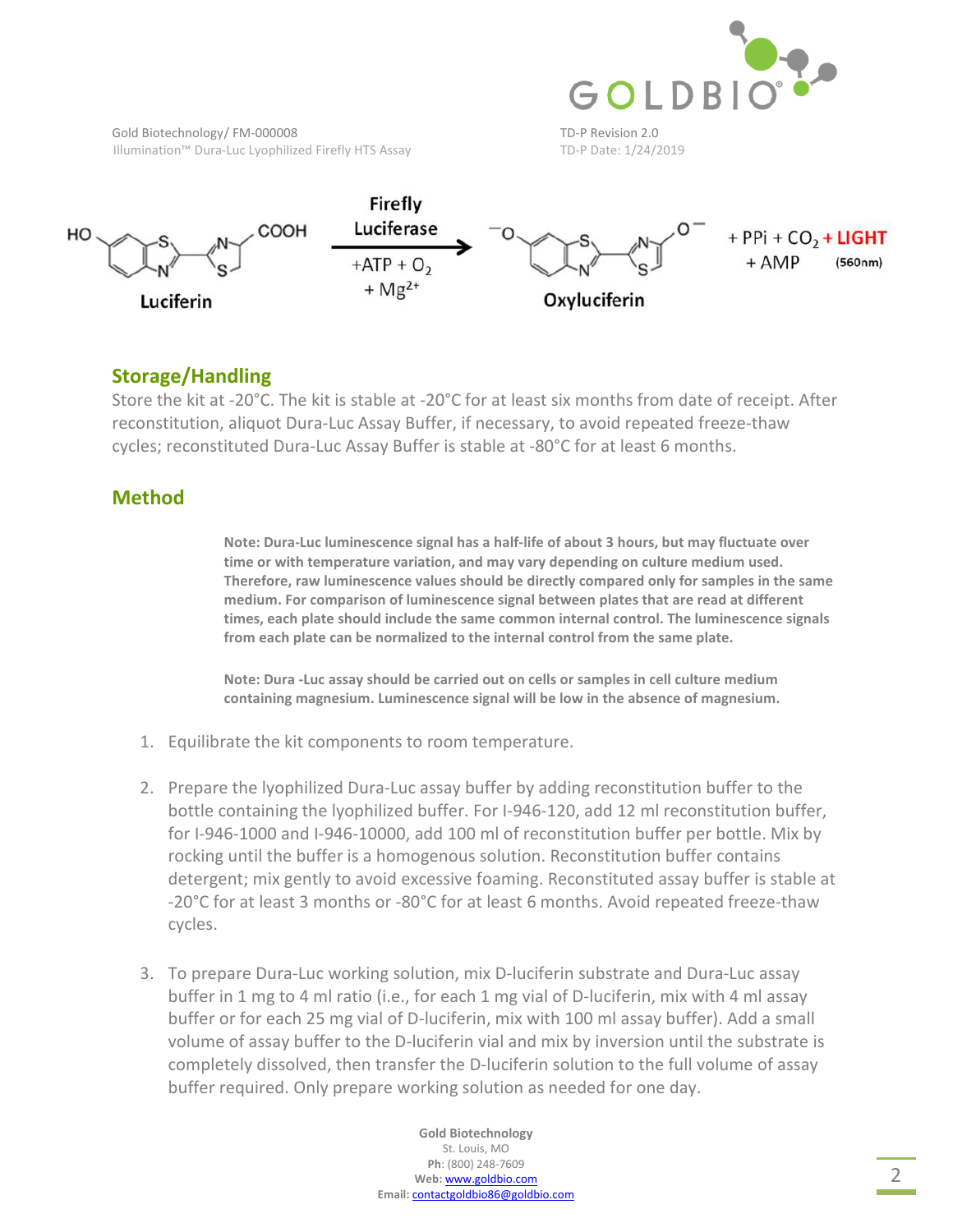Firefly Luciferase

Luciferin $\xrightarrow[+Mg^{2+}]{+ATP + O_2}$ Oxyluciferin + PPi + $CO_2$ + LIGHT (560nm) + AMP

## Storage/Handling

Store the kit at -20°C. The kit is stable at -20°C for at least six months from date of receipt. After reconstitution, aliquot Dura-Luc Assay Buffer, if necessary, to avoid repeated freeze-thaw cycles; reconstituted Dura-Luc Assay Buffer is stable at -80°C for at least 6 months.

## Method

**Note: Dura-Luc luminescence signal has a half-life of about 3 hours, but may fluctuate over time or with temperature variation, and may vary depending on culture medium used. Therefore, raw luminescence values should be directly compared only for samples in the same medium. For comparison of luminescence signal between plates that are read at different times, each plate should include the same common internal control. The luminescence signals from each plate can be normalized to the internal control from the same plate.**

**Note: Dura -Luc assay should be carried out on cells or samples in cell culture medium containing magnesium. Luminescence signal will be low in the absence of magnesium.**

1. Equilibrate the kit components to room temperature.

2. Prepare the lyophilized Dura-Luc assay buffer by adding reconstitution buffer to the bottle containing the lyophilized buffer. For I-946-120, add 12 ml reconstitution buffer, for I-946-1000 and I-946-10000, add 100 ml of reconstitution buffer per bottle. Mix by rocking until the buffer is a homogenous solution. Reconstitution buffer contains detergent; mix gently to avoid excessive foaming. Reconstituted assay buffer is stable at -20°C for at least 3 months or -80°C for at least 6 months. Avoid repeated freeze-thaw cycles.

3. To prepare Dura-Luc working solution, mix D-luciferin substrate and Dura-Luc assay buffer in 1 mg to 4 ml ratio (i.e., for each 1 mg vial of D-luciferin, mix with 4 ml assay buffer or for each 25 mg vial of D-luciferin, mix with 100 ml assay buffer). Add a small volume of assay buffer to the D-luciferin vial and mix by inversion until the substrate is completely dissolved, then transfer the D-luciferin solution to the full volume of assay buffer required. Only prepare working solution as needed for one day.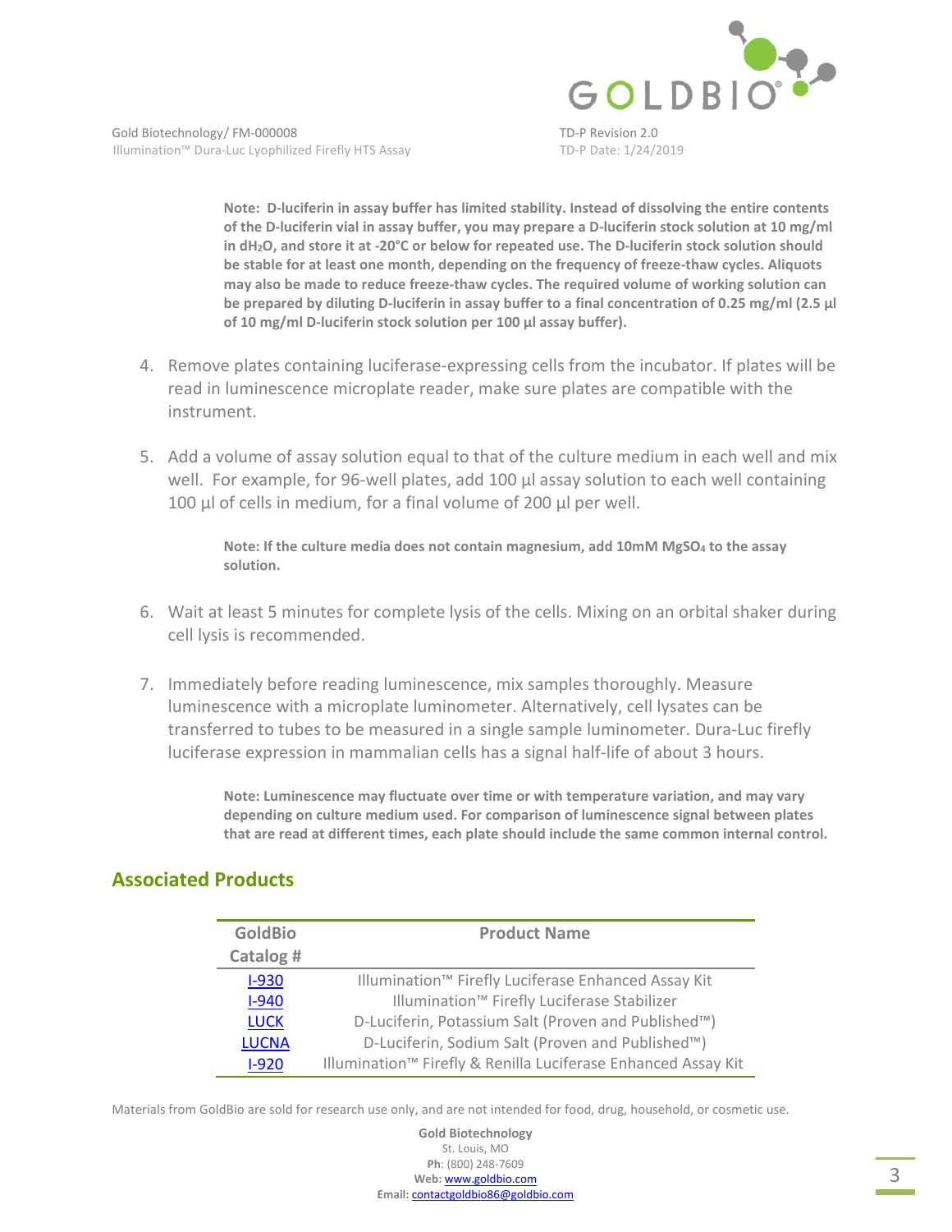**Note: D-luciferin in assay buffer has limited stability. Instead of dissolving the entire contents of the D-luciferin vial in assay buffer, you may prepare a D-luciferin stock solution at 10 mg/ml in $dH_2O$, and store it at -20°C or below for repeated use. The D-luciferin stock solution should be stable for at least one month, depending on the frequency of freeze-thaw cycles. Aliquots may also be made to reduce freeze-thaw cycles. The required volume of working solution can be prepared by diluting D-luciferin in assay buffer to a final concentration of 0.25 mg/ml (2.5 µl of 10 mg/ml D-luciferin stock solution per 100 µl assay buffer).**

4. Remove plates containing luciferase-expressing cells from the incubator. If plates will be read in luminescence microplate reader, make sure plates are compatible with the instrument.

5. Add a volume of assay solution equal to that of the culture medium in each well and mix well. For example, for 96-well plates, add 100 µl assay solution to each well containing 100 µl of cells in medium, for a final volume of 200 µl per well.

   **Note: If the culture media does not contain magnesium, add 10mM $MgSO_4$ to the assay solution.**

6. Wait at least 5 minutes for complete lysis of the cells. Mixing on an orbital shaker during cell lysis is recommended.

7. Immediately before reading luminescence, mix samples thoroughly. Measure luminescence with a microplate luminometer. Alternatively, cell lysates can be transferred to tubes to be measured in a single sample luminometer. Dura-Luc firefly luciferase expression in mammalian cells has a signal half-life of about 3 hours.

   **Note: Luminescence may fluctuate over time or with temperature variation, and may vary depending on culture medium used. For comparison of luminescence signal between plates that are read at different times, each plate should include the same common internal control.**

## Associated Products

| GoldBio Catalog # | Product Name |
|---|---|
| I-930 | Illumination™ Firefly Luciferase Enhanced Assay Kit |
| I-940 | Illumination™ Firefly Luciferase Stabilizer |
| LUCK | D-Luciferin, Potassium Salt (Proven and Published™) |
| LUCNA | D-Luciferin, Sodium Salt (Proven and Published™) |
| I-920 | Illumination™ Firefly & Renilla Luciferase Enhanced Assay Kit |

Materials from GoldBio are sold for research use only, and are not intended for food, drug, household, or cosmetic use.

**Gold Biotechnology**
St. Louis, MO
**Ph**: (800) 248-7609
**Web:** www.goldbio.com
**Email:** contactgoldbio86@goldbio.com